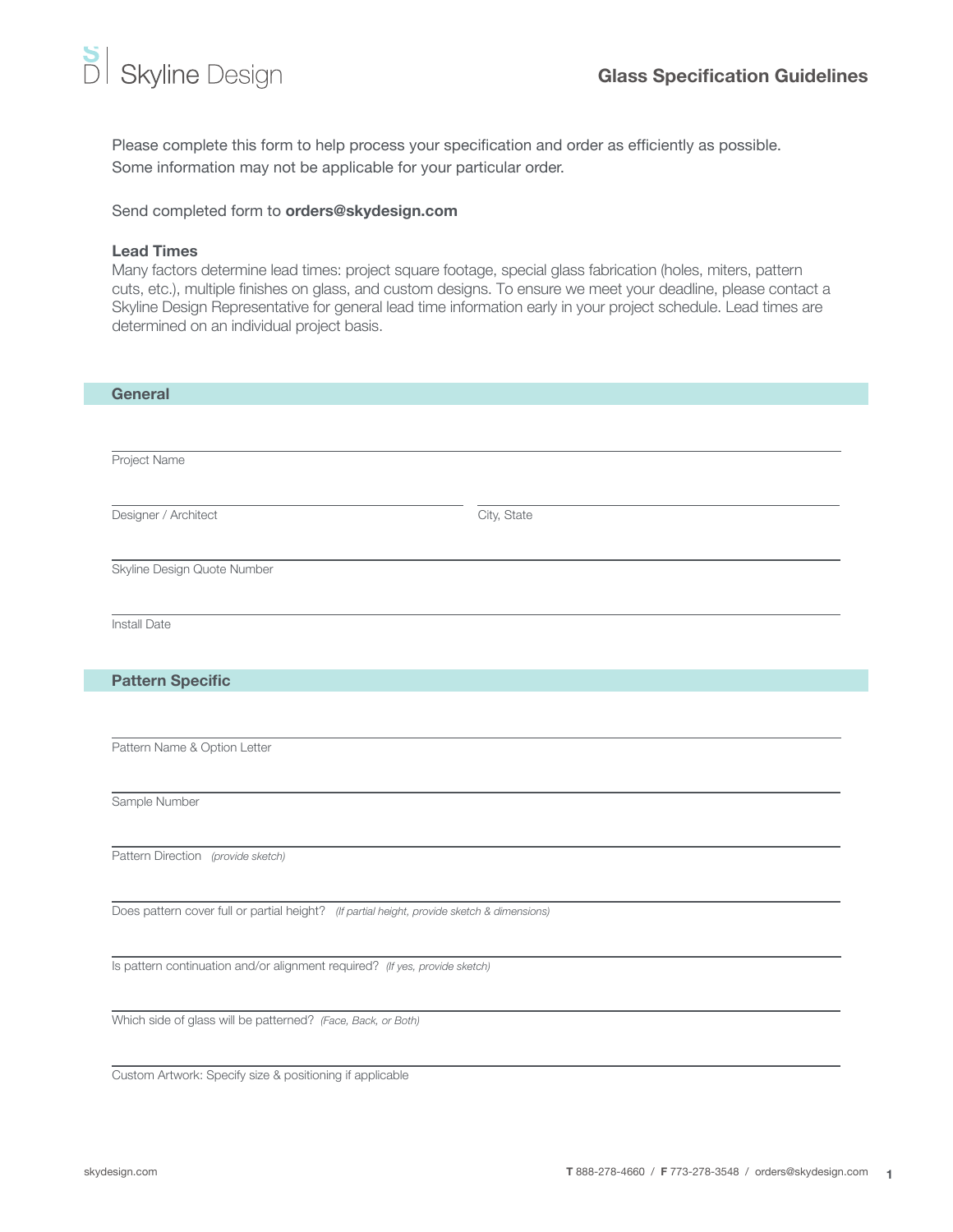# Skyline Design

## Glass Specification Guidelines

Please complete this form to help process your specification and order as efficiently as possible. Some information may not be applicable for your particular order.

Send completed form to **orders@skydesign.com**

**Lead Times**

Many factors determine lead times: project square footage, special glass fabrication (holes, miters, pattern cuts, etc.), multiple finishes on glass, and custom designs. To ensure we meet your deadline, please contact a Skyline Design Representative for general lead time information early in your project schedule. Lead times are determined on an individual project basis.

## General

Project Name

Designer / Architect

City, State

Skyline Design Quote Number

Install Date

## Pattern Specific

Pattern Name & Option Letter

Sample Number

Pattern Direction *(provide sketch)*

Does pattern cover full or partial height? *(If partial height, provide sketch & dimensions)*

Is pattern continuation and/or alignment required? *(If yes, provide sketch)*

Which side of glass will be patterned? *(Face, Back, or Both)*

Custom Artwork: Specify size & positioning if applicable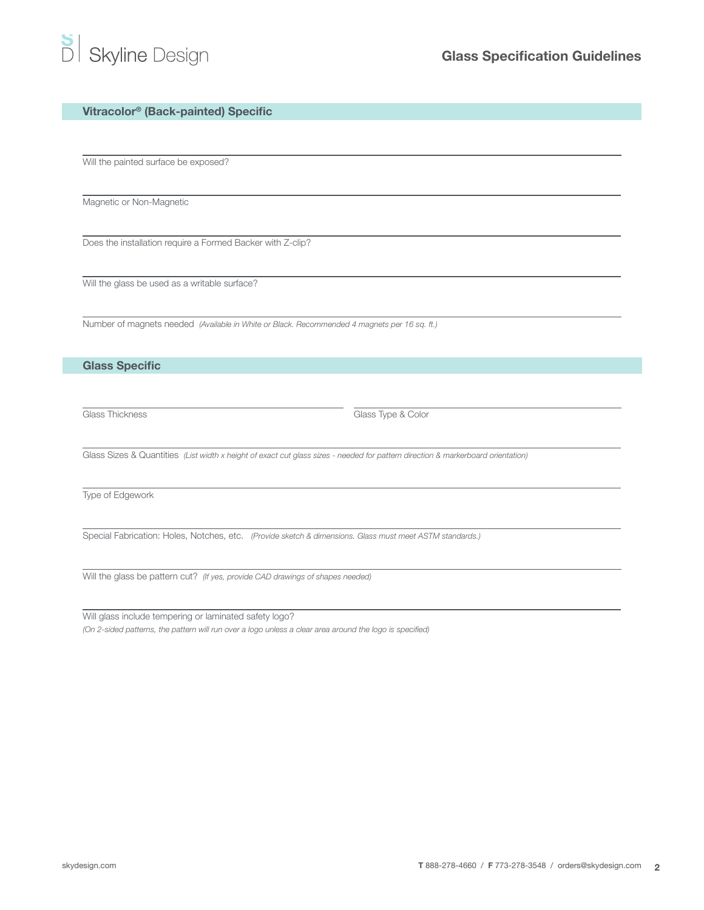## Vitracolor® (Back-painted) Specific

Will the painted surface be exposed?

Magnetic or Non-Magnetic

Does the installation require a Formed Backer with Z-clip?

Will the glass be used as a writable surface?

Number of magnets needed *(Available in White or Black. Recommended 4 magnets per 16 sq. ft.)*

## Glass Specific

Glass Thickness

Glass Type & Color

Glass Sizes & Quantities *(List width x height of exact cut glass sizes - needed for pattern direction & markerboard orientation)*

Type of Edgework

Special Fabrication: Holes, Notches, etc. *(Provide sketch & dimensions. Glass must meet ASTM standards.)*

Will the glass be pattern cut? *(If yes, provide CAD drawings of shapes needed)*

Will glass include tempering or laminated safety logo?
*(On 2-sided patterns, the pattern will run over a logo unless a clear area around the logo is specified)*